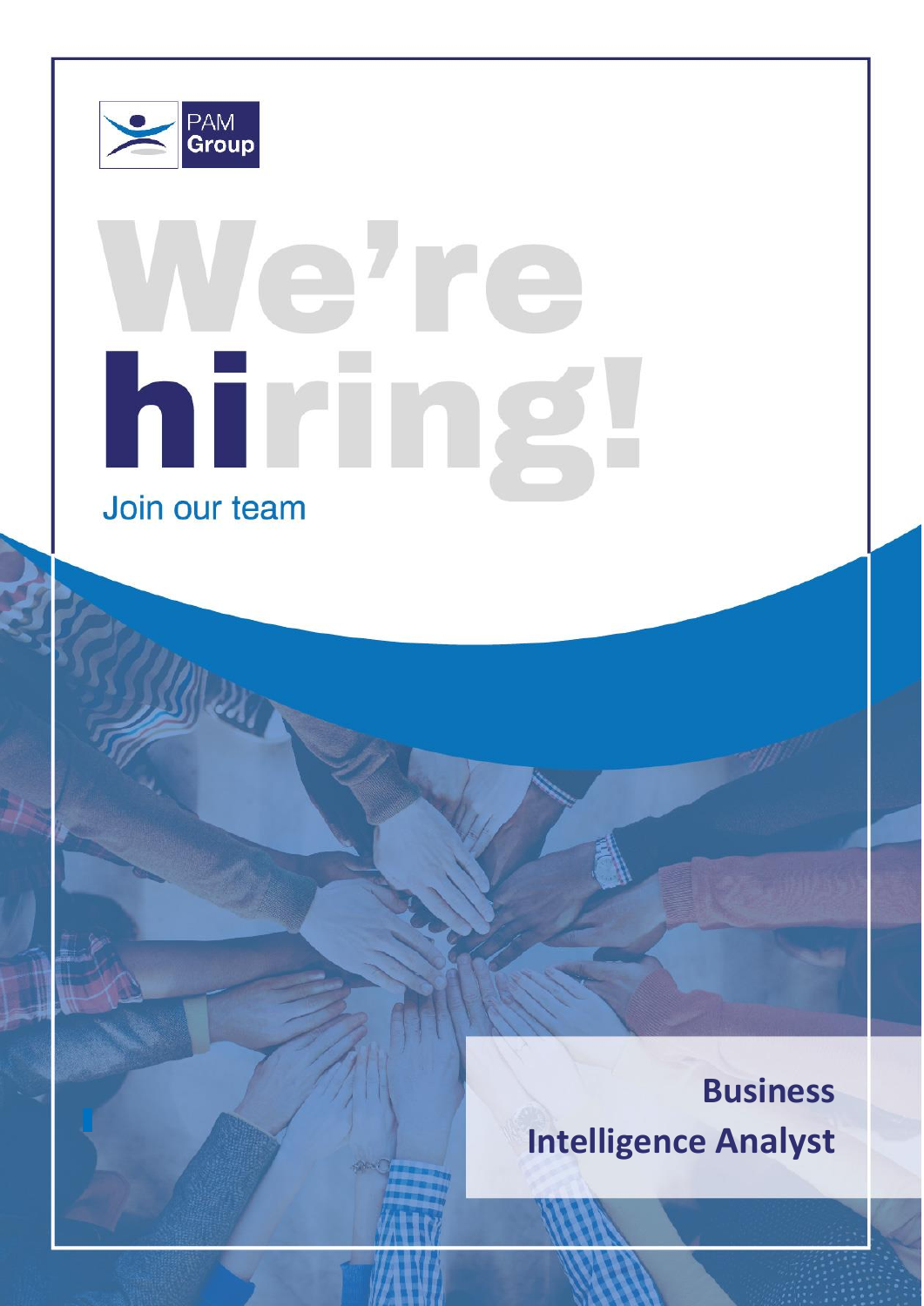PAM Group

# We're hiring!

Join our team

## Business Intelligence Analyst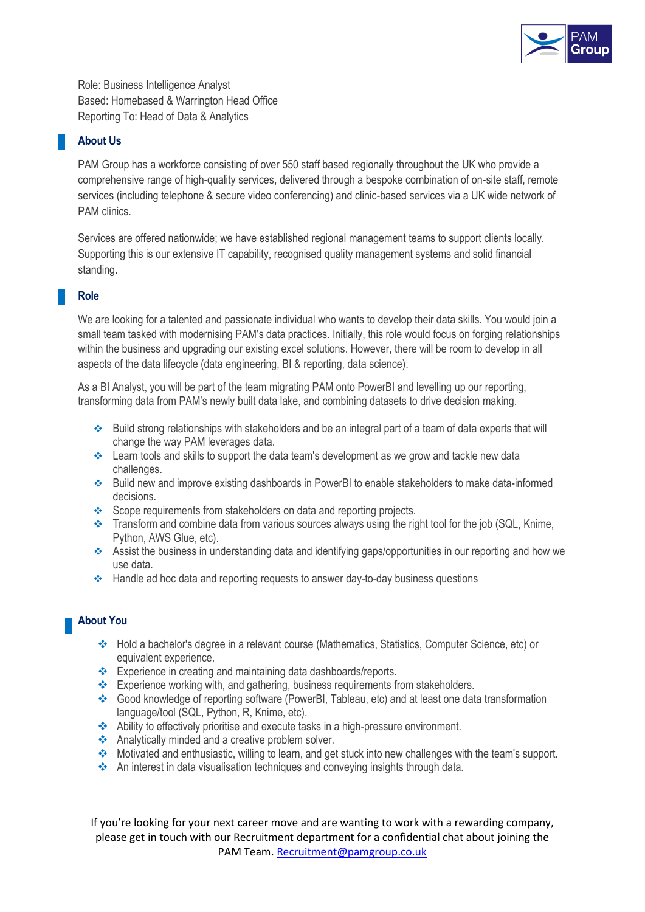Role: Business Intelligence Analyst
Based: Homebased & Warrington Head Office
Reporting To: Head of Data & Analytics

## About Us

PAM Group has a workforce consisting of over 550 staff based regionally throughout the UK who provide a comprehensive range of high-quality services, delivered through a bespoke combination of on-site staff, remote services (including telephone & secure video conferencing) and clinic-based services via a UK wide network of PAM clinics.

Services are offered nationwide; we have established regional management teams to support clients locally. Supporting this is our extensive IT capability, recognised quality management systems and solid financial standing.

## Role

We are looking for a talented and passionate individual who wants to develop their data skills. You would join a small team tasked with modernising PAM's data practices. Initially, this role would focus on forging relationships within the business and upgrading our existing excel solutions. However, there will be room to develop in all aspects of the data lifecycle (data engineering, BI & reporting, data science).

As a BI Analyst, you will be part of the team migrating PAM onto PowerBI and levelling up our reporting, transforming data from PAM's newly built data lake, and combining datasets to drive decision making.

- Build strong relationships with stakeholders and be an integral part of a team of data experts that will change the way PAM leverages data.
- Learn tools and skills to support the data team's development as we grow and tackle new data challenges.
- Build new and improve existing dashboards in PowerBI to enable stakeholders to make data-informed decisions.
- Scope requirements from stakeholders on data and reporting projects.
- Transform and combine data from various sources always using the right tool for the job (SQL, Knime, Python, AWS Glue, etc).
- Assist the business in understanding data and identifying gaps/opportunities in our reporting and how we use data.
- Handle ad hoc data and reporting requests to answer day-to-day business questions

## About You

- Hold a bachelor's degree in a relevant course (Mathematics, Statistics, Computer Science, etc) or equivalent experience.
- Experience in creating and maintaining data dashboards/reports.
- Experience working with, and gathering, business requirements from stakeholders.
- Good knowledge of reporting software (PowerBI, Tableau, etc) and at least one data transformation language/tool (SQL, Python, R, Knime, etc).
- Ability to effectively prioritise and execute tasks in a high-pressure environment.
- Analytically minded and a creative problem solver.
- Motivated and enthusiastic, willing to learn, and get stuck into new challenges with the team's support.
- An interest in data visualisation techniques and conveying insights through data.

If you're looking for your next career move and are wanting to work with a rewarding company, please get in touch with our Recruitment department for a confidential chat about joining the PAM Team. [Recruitment@pamgroup.co.uk](mailto:Recruitment@pamgroup.co.uk)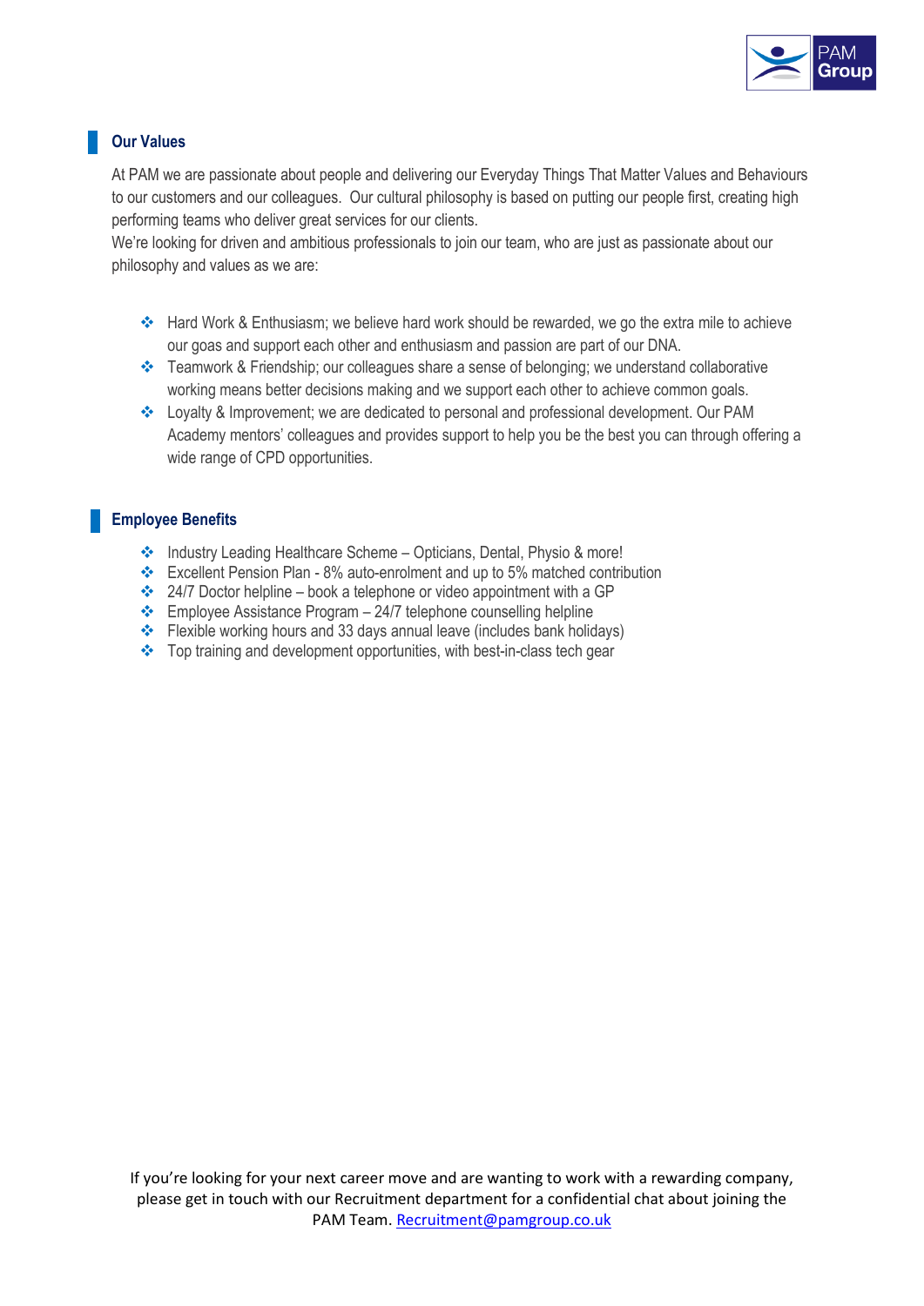## Our Values

At PAM we are passionate about people and delivering our Everyday Things That Matter Values and Behaviours to our customers and our colleagues. Our cultural philosophy is based on putting our people first, creating high performing teams who deliver great services for our clients.
We're looking for driven and ambitious professionals to join our team, who are just as passionate about our philosophy and values as we are:

- Hard Work & Enthusiasm; we believe hard work should be rewarded, we go the extra mile to achieve our goas and support each other and enthusiasm and passion are part of our DNA.
- Teamwork & Friendship; our colleagues share a sense of belonging; we understand collaborative working means better decisions making and we support each other to achieve common goals.
- Loyalty & Improvement; we are dedicated to personal and professional development. Our PAM Academy mentors' colleagues and provides support to help you be the best you can through offering a wide range of CPD opportunities.

## Employee Benefits

- Industry Leading Healthcare Scheme – Opticians, Dental, Physio & more!
- Excellent Pension Plan - 8% auto-enrolment and up to 5% matched contribution
- 24/7 Doctor helpline – book a telephone or video appointment with a GP
- Employee Assistance Program – 24/7 telephone counselling helpline
- Flexible working hours and 33 days annual leave (includes bank holidays)
- Top training and development opportunities, with best-in-class tech gear

If you're looking for your next career move and are wanting to work with a rewarding company, please get in touch with our Recruitment department for a confidential chat about joining the PAM Team. Recruitment@pamgroup.co.uk